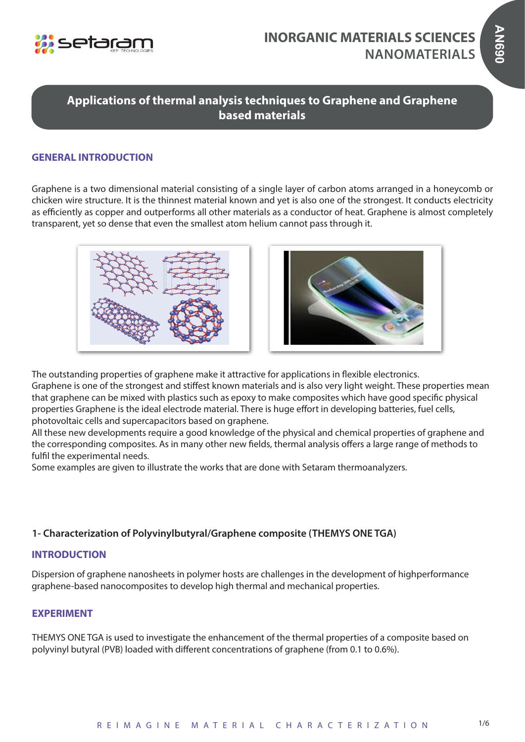# Applications of thermal analysis techniques to Graphene and Graphene based materials

## GENERAL INTRODUCTION

Graphene is a two dimensional material consisting of a single layer of carbon atoms arranged in a honeycomb or chicken wire structure. It is the thinnest material known and yet is also one of the strongest. It conducts electricity as efficiently as copper and outperforms all other materials as a conductor of heat. Graphene is almost completely transparent, yet so dense that even the smallest atom helium cannot pass through it.

The outstanding properties of graphene make it attractive for applications in flexible electronics.
Graphene is one of the strongest and stiffest known materials and is also very light weight. These properties mean that graphene can be mixed with plastics such as epoxy to make composites which have good specific physical properties Graphene is the ideal electrode material. There is huge effort in developing batteries, fuel cells, photovoltaic cells and supercapacitors based on graphene.
All these new developments require a good knowledge of the physical and chemical properties of graphene and the corresponding composites. As in many other new fields, thermal analysis offers a large range of methods to fulfil the experimental needs.
Some examples are given to illustrate the works that are done with Setaram thermoanalyzers.

### 1- Characterization of Polyvinylbutyral/Graphene composite (THEMYS ONE TGA)

## INTRODUCTION

Dispersion of graphene nanosheets in polymer hosts are challenges in the development of highperformance graphene-based nanocomposites to develop high thermal and mechanical properties.

## EXPERIMENT

THEMYS ONE TGA is used to investigate the enhancement of the thermal properties of a composite based on polyvinyl butyral (PVB) loaded with different concentrations of graphene (from 0.1 to 0.6%).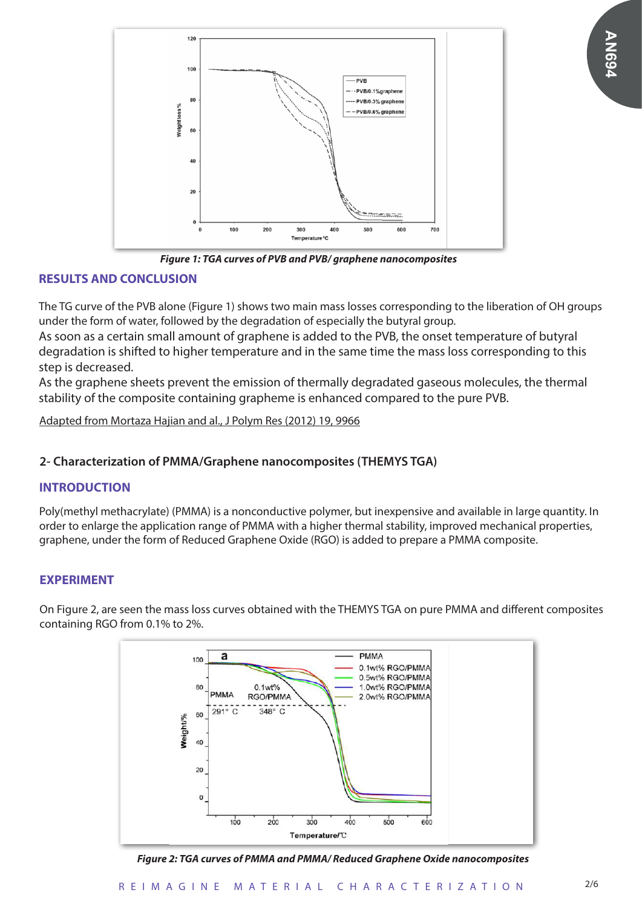*Figure 1: TGA curves of PVB and PVB/ graphene nanocomposites*

### RESULTS AND CONCLUSION

The TG curve of the PVB alone (Figure 1) shows two main mass losses corresponding to the liberation of OH groups under the form of water, followed by the degradation of especially the butyral group.
As soon as a certain small amount of graphene is added to the PVB, the onset temperature of butyral degradation is shifted to higher temperature and in the same time the mass loss corresponding to this step is decreased.
As the graphene sheets prevent the emission of thermally degradated gaseous molecules, the thermal stability of the composite containing grapheme is enhanced compared to the pure PVB.

Adapted from Mortaza Hajian and al., J Polym Res (2012) 19, 9966

## 2- Characterization of PMMA/Graphene nanocomposites (THEMYS TGA)

### INTRODUCTION

Poly(methyl methacrylate) (PMMA) is a nonconductive polymer, but inexpensive and available in large quantity. In order to enlarge the application range of PMMA with a higher thermal stability, improved mechanical properties, graphene, under the form of Reduced Graphene Oxide (RGO) is added to prepare a PMMA composite.

### EXPERIMENT

On Figure 2, are seen the mass loss curves obtained with the THEMYS TGA on pure PMMA and different composites containing RGO from 0.1% to 2%.

*Figure 2: TGA curves of PMMA and PMMA/ Reduced Graphene Oxide nanocomposites*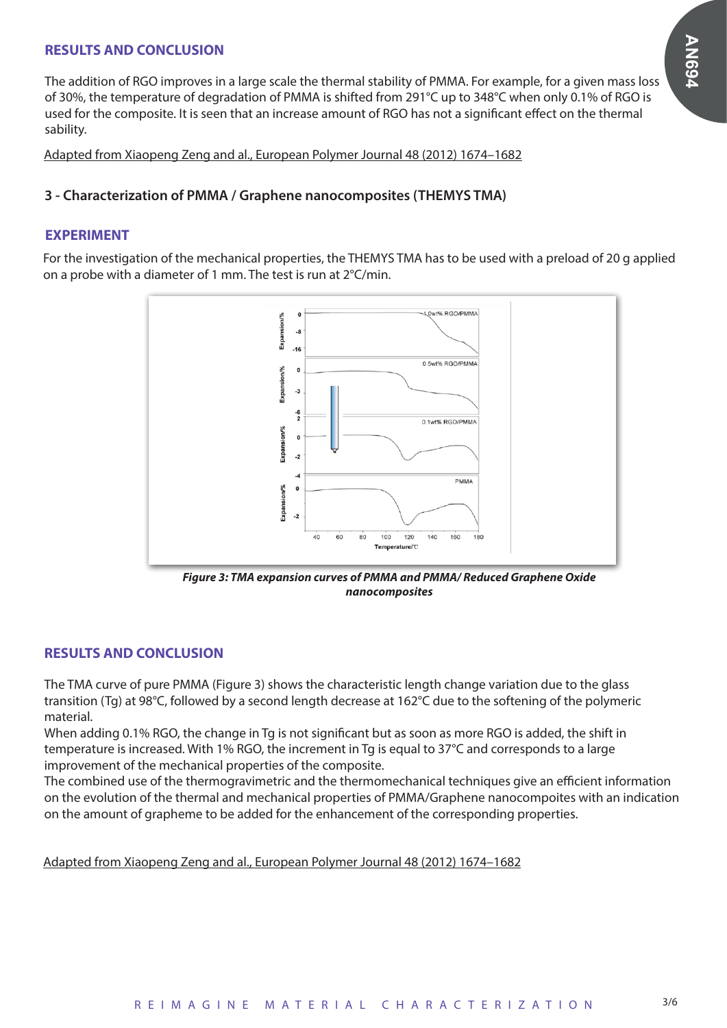## RESULTS AND CONCLUSION

The addition of RGO improves in a large scale the thermal stability of PMMA. For example, for a given mass loss of 30%, the temperature of degradation of PMMA is shifted from 291°C up to 348°C when only 0.1% of RGO is used for the composite. It is seen that an increase amount of RGO has not a significant effect on the thermal sability.

Adapted from Xiaopeng Zeng and al., European Polymer Journal 48 (2012) 1674–1682

### 3 - Characterization of PMMA / Graphene nanocomposites (THEMYS TMA)

## EXPERIMENT

For the investigation of the mechanical properties, the THEMYS TMA has to be used with a preload of 20 g applied on a probe with a diameter of 1 mm. The test is run at 2°C/min.

***Figure 3: TMA expansion curves of PMMA and PMMA/ Reduced Graphene Oxide nanocomposites***

## RESULTS AND CONCLUSION

The TMA curve of pure PMMA (Figure 3) shows the characteristic length change variation due to the glass transition (Tg) at 98°C, followed by a second length decrease at 162°C due to the softening of the polymeric material.

When adding 0.1% RGO, the change in Tg is not significant but as soon as more RGO is added, the shift in temperature is increased. With 1% RGO, the increment in Tg is equal to 37°C and corresponds to a large improvement of the mechanical properties of the composite.

The combined use of the thermogravimetric and the thermomechanical techniques give an efficient information on the evolution of the thermal and mechanical properties of PMMA/Graphene nanocompoites with an indication on the amount of grapheme to be added for the enhancement of the corresponding properties.

Adapted from Xiaopeng Zeng and al., European Polymer Journal 48 (2012) 1674–1682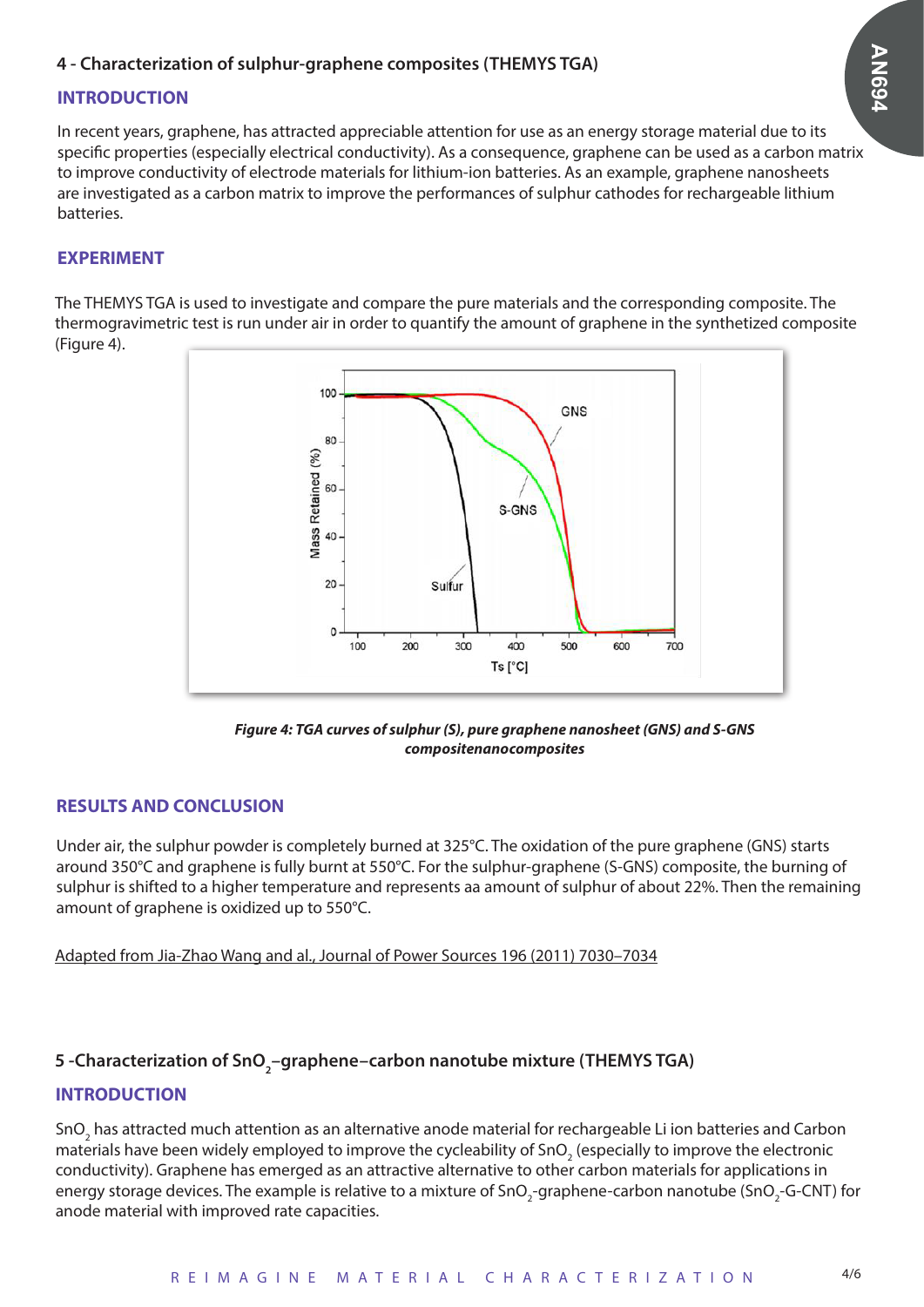## 4 - Characterization of sulphur-graphene composites (THEMYS TGA)

### INTRODUCTION

In recent years, graphene, has attracted appreciable attention for use as an energy storage material due to its specific properties (especially electrical conductivity). As a consequence, graphene can be used as a carbon matrix to improve conductivity of electrode materials for lithium-ion batteries. As an example, graphene nanosheets are investigated as a carbon matrix to improve the performances of sulphur cathodes for rechargeable lithium batteries.

### EXPERIMENT

The THEMYS TGA is used to investigate and compare the pure materials and the corresponding composite. The thermogravimetric test is run under air in order to quantify the amount of graphene in the synthetized composite (Figure 4).

***Figure 4: TGA curves of sulphur (S), pure graphene nanosheet (GNS) and S-GNS compositenanocomposites***

### RESULTS AND CONCLUSION

Under air, the sulphur powder is completely burned at 325°C. The oxidation of the pure graphene (GNS) starts around 350°C and graphene is fully burnt at 550°C. For the sulphur-graphene (S-GNS) composite, the burning of sulphur is shifted to a higher temperature and represents aa amount of sulphur of about 22%. Then the remaining amount of graphene is oxidized up to 550°C.

Adapted from Jia-Zhao Wang and al., Journal of Power Sources 196 (2011) 7030–7034

## 5 -Characterization of $SnO_2$–graphene–carbon nanotube mixture (THEMYS TGA)

### INTRODUCTION

$SnO_2$ has attracted much attention as an alternative anode material for rechargeable Li ion batteries and Carbon materials have been widely employed to improve the cycleability of $SnO_2$ (especially to improve the electronic conductivity). Graphene has emerged as an attractive alternative to other carbon materials for applications in energy storage devices. The example is relative to a mixture of $SnO_2$-graphene-carbon nanotube ($SnO_2$-G-CNT) for anode material with improved rate capacities.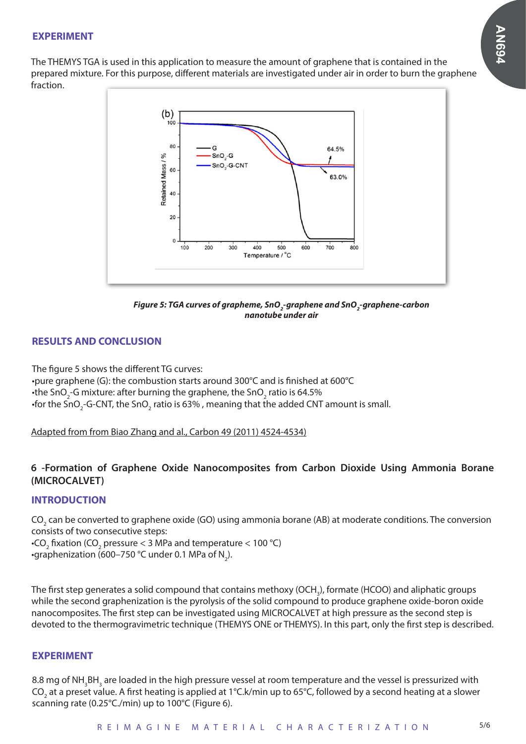## EXPERIMENT

The THEMYS TGA is used in this application to measure the amount of graphene that is contained in the prepared mixture. For this purpose, different materials are investigated under air in order to burn the graphene fraction.

***Figure 5: TGA curves of grapheme, $SnO_2$-graphene and $SnO_2$-graphene-carbon nanotube under air***

## RESULTS AND CONCLUSION

The figure 5 shows the different TG curves:

- pure graphene (G): the combustion starts around 300°C and is finished at 600°C
- the $SnO_2$-G mixture: after burning the graphene, the $SnO_2$ ratio is 64.5%
- for the $SnO_2$-G-CNT, the $SnO_2$ ratio is 63% , meaning that the added CNT amount is small.

Adapted from from Biao Zhang and al., Carbon 49 (2011) 4524-4534)

### 6 -Formation of Graphene Oxide Nanocomposites from Carbon Dioxide Using Ammonia Borane (MICROCALVET)

## INTRODUCTION

$CO_2$ can be converted to graphene oxide (GO) using ammonia borane (AB) at moderate conditions. The conversion consists of two consecutive steps:

- $CO_2$ fixation ($CO_2$ pressure < 3 MPa and temperature < 100 °C)
- graphenization (600–750 °C under 0.1 MPa of $N_2$).

The first step generates a solid compound that contains methoxy ($OCH_3$), formate (HCOO) and aliphatic groups while the second graphenization is the pyrolysis of the solid compound to produce graphene oxide-boron oxide nanocomposites. The first step can be investigated using MICROCALVET at high pressure as the second step is devoted to the thermogravimetric technique (THEMYS ONE or THEMYS). In this part, only the first step is described.

## EXPERIMENT

8.8 mg of $NH_3BH_3$ are loaded in the high pressure vessel at room temperature and the vessel is pressurized with $CO_2$ at a preset value. A first heating is applied at 1°C.k/min up to 65°C, followed by a second heating at a slower scanning rate (0.25°C./min) up to 100°C (Figure 6).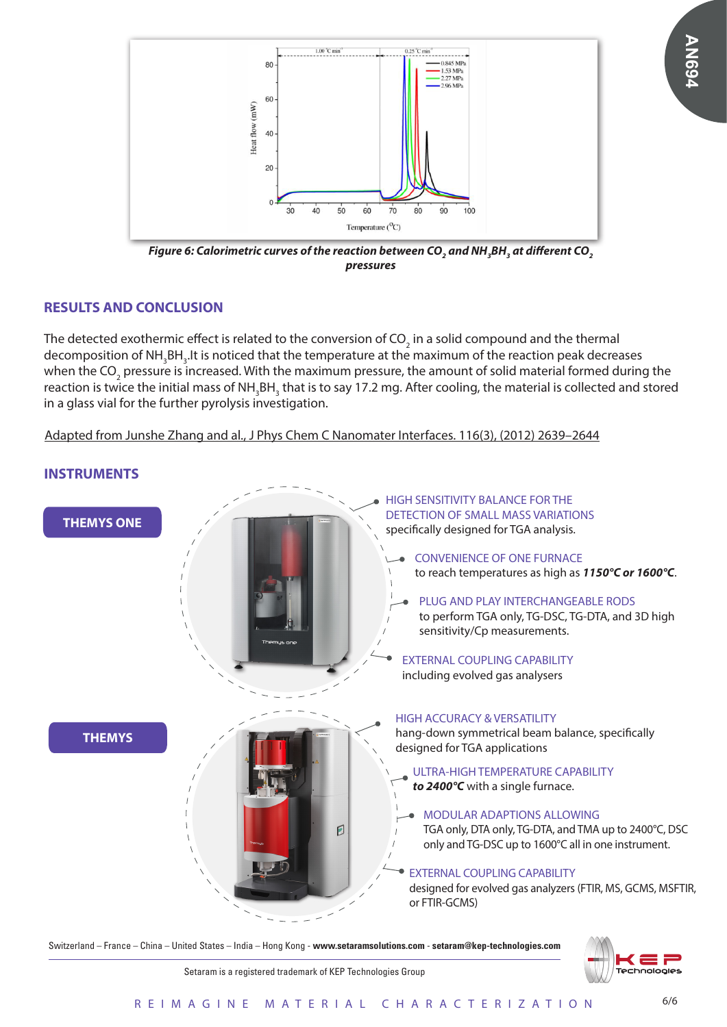1.00 °C min⁻¹

0.25 °C min⁻¹

0.845 MPa
1.53 MPa
2.27 MPa
2.96 MPa

Heat flow (mW)

0
20
40
60
80

30 40 50 60 70 80 90 100

Temperature (°C)

***Figure 6: Calorimetric curves of the reaction between $CO_2$ and $NH_3BH_3$ at different $CO_2$ pressures***

## RESULTS AND CONCLUSION

The detected exothermic effect is related to the conversion of $CO_2$ in a solid compound and the thermal decomposition of $NH_3BH_3$.It is noticed that the temperature at the maximum of the reaction peak decreases when the $CO_2$ pressure is increased. With the maximum pressure, the amount of solid material formed during the reaction is twice the initial mass of $NH_3BH_3$ that is to say 17.2 mg. After cooling, the material is collected and stored in a glass vial for the further pyrolysis investigation.

Adapted from Junshe Zhang and al., J Phys Chem C Nanomater Interfaces. 116(3), (2012) 2639–2644

## INSTRUMENTS

**THEMYS ONE**

- HIGH SENSITIVITY BALANCE FOR THE DETECTION OF SMALL MASS VARIATIONS specifically designed for TGA analysis.
- CONVENIENCE OF ONE FURNACE to reach temperatures as high as ***1150°C or 1600°C***.
- PLUG AND PLAY INTERCHANGEABLE RODS to perform TGA only, TG-DSC, TG-DTA, and 3D high sensitivity/Cp measurements.
- EXTERNAL COUPLING CAPABILITY including evolved gas analysers

**THEMYS**

- HIGH ACCURACY & VERSATILITY hang-down symmetrical beam balance, specifically designed for TGA applications
- ULTRA-HIGH TEMPERATURE CAPABILITY ***to 2400°C*** with a single furnace.
- MODULAR ADAPTIONS ALLOWING TGA only, DTA only, TG-DTA, and TMA up to 2400°C, DSC only and TG-DSC up to 1600°C all in one instrument.
- EXTERNAL COUPLING CAPABILITY designed for evolved gas analyzers (FTIR, MS, GCMS, MSFTIR, or FTIR-GCMS)

Switzerland – France – China – United States – India – Hong Kong - **www.setaramsolutions.com** - **setaram@kep-technologies.com**

Setaram is a registered trademark of KEP Technologies Group

REIMAGINE MATERIAL CHARACTERIZATION